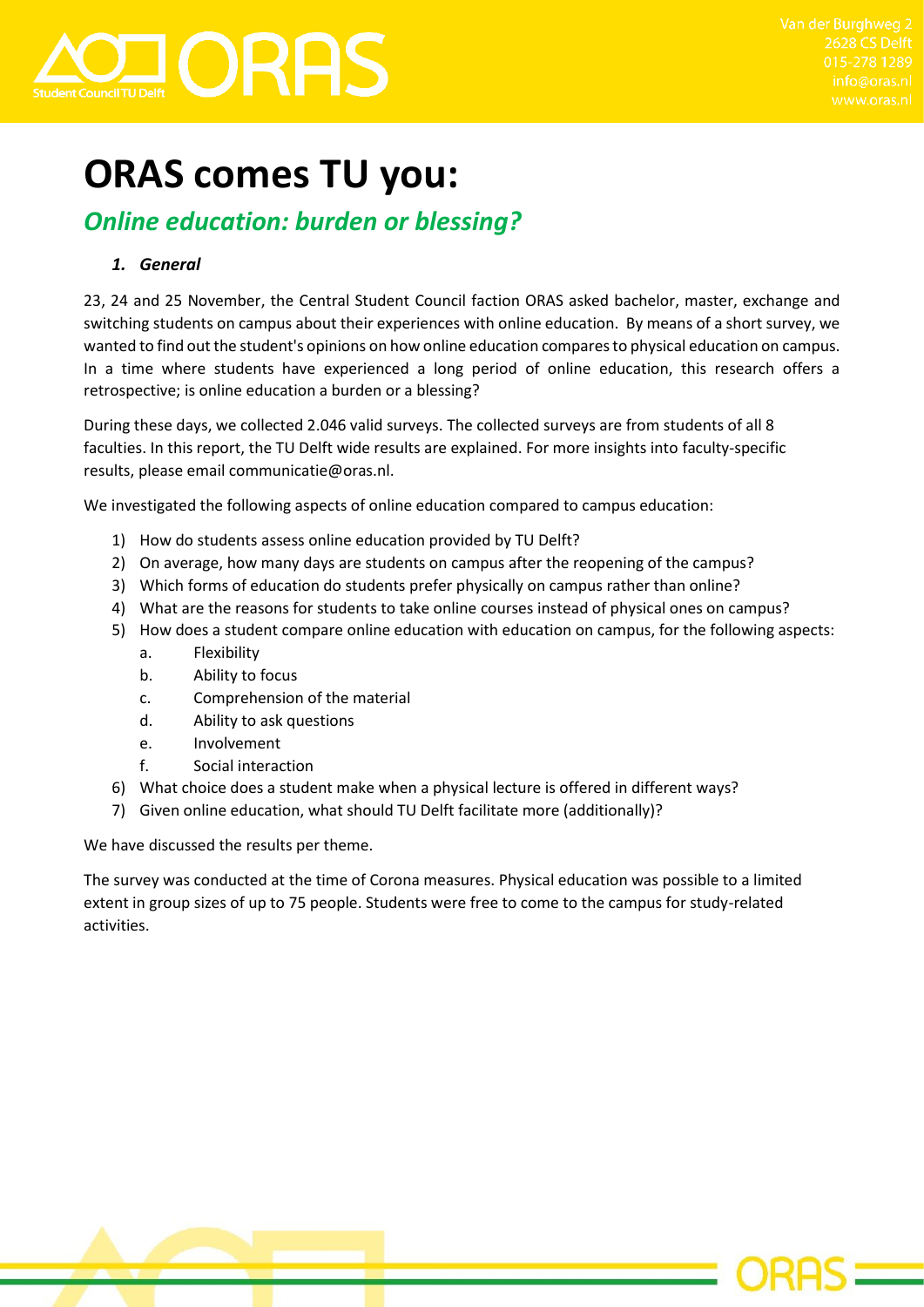# ORAS comes TU you:

## *Online education: burden or blessing?*

### *1. General*

23, 24 and 25 November, the Central Student Council faction ORAS asked bachelor, master, exchange and switching students on campus about their experiences with online education. By means of a short survey, we wanted to find out the student's opinions on how online education compares to physical education on campus. In a time where students have experienced a long period of online education, this research offers a retrospective; is online education a burden or a blessing?

During these days, we collected 2.046 valid surveys. The collected surveys are from students of all 8 faculties. In this report, the TU Delft wide results are explained. For more insights into faculty-specific results, please email communicatie@oras.nl.

We investigated the following aspects of online education compared to campus education:

1) How do students assess online education provided by TU Delft?
2) On average, how many days are students on campus after the reopening of the campus?
3) Which forms of education do students prefer physically on campus rather than online?
4) What are the reasons for students to take online courses instead of physical ones on campus?
5) How does a student compare online education with education on campus, for the following aspects:
    a. Flexibility
    b. Ability to focus
    c. Comprehension of the material
    d. Ability to ask questions
    e. Involvement
    f. Social interaction
6) What choice does a student make when a physical lecture is offered in different ways?
7) Given online education, what should TU Delft facilitate more (additionally)?

We have discussed the results per theme.

The survey was conducted at the time of Corona measures. Physical education was possible to a limited extent in group sizes of up to 75 people. Students were free to come to the campus for study-related activities.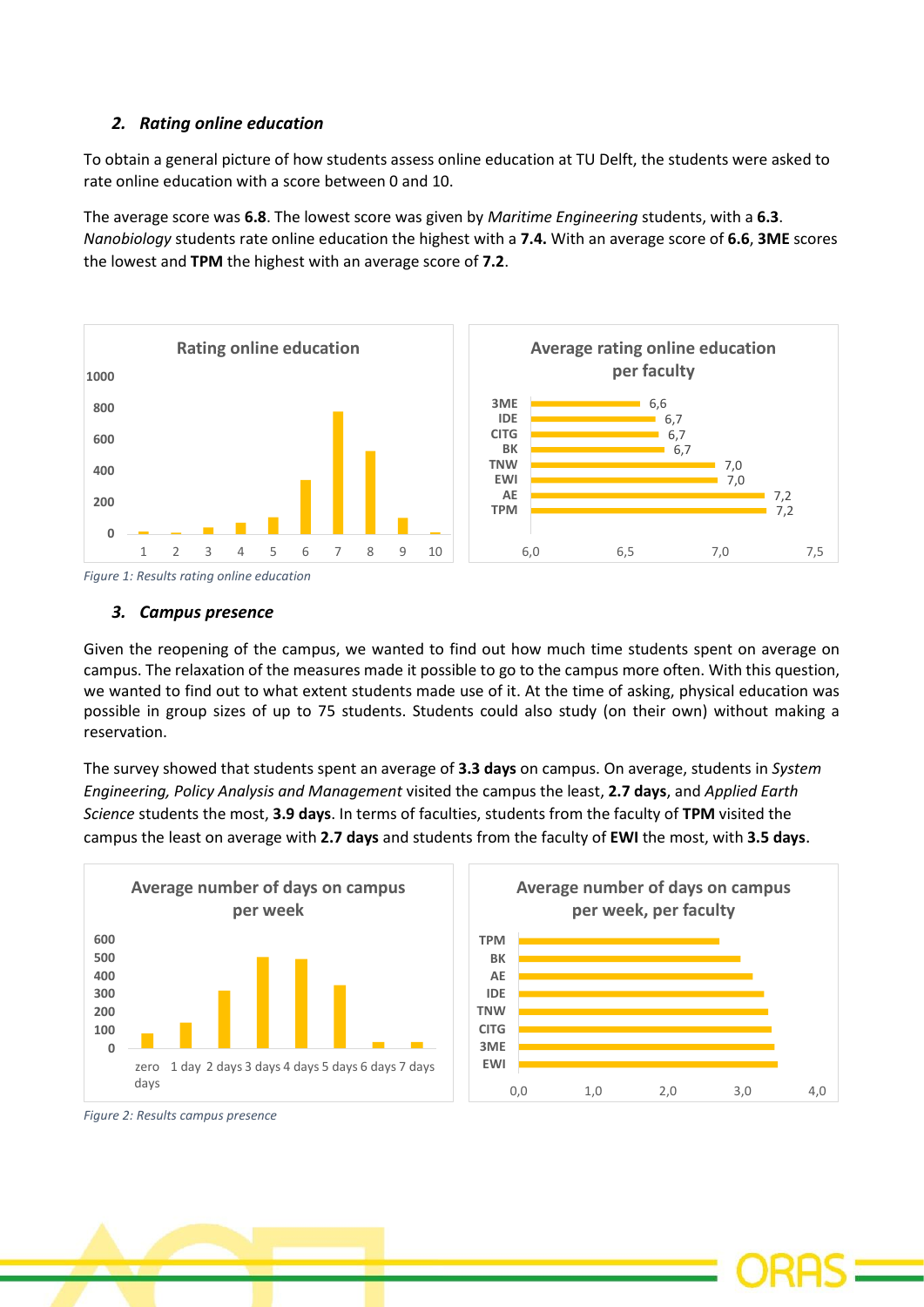## 2. *Rating online education*

To obtain a general picture of how students assess online education at TU Delft, the students were asked to rate online education with a score between 0 and 10.

The average score was **6.8**. The lowest score was given by *Maritime Engineering* students, with a **6.3**. *Nanobiology* students rate online education the highest with a **7.4.** With an average score of **6.6**, **3ME** scores the lowest and **TPM** the highest with an average score of **7.2**.

Figure 1: Results rating online education

## 3. *Campus presence*

Given the reopening of the campus, we wanted to find out how much time students spent on average on campus. The relaxation of the measures made it possible to go to the campus more often. With this question, we wanted to find out to what extent students made use of it. At the time of asking, physical education was possible in group sizes of up to 75 students. Students could also study (on their own) without making a reservation.

The survey showed that students spent an average of **3.3 days** on campus. On average, students in *System Engineering, Policy Analysis and Management* visited the campus the least, **2.7 days**, and *Applied Earth Science* students the most, **3.9 days**. In terms of faculties, students from the faculty of **TPM** visited the campus the least on average with **2.7 days** and students from the faculty of **EWI** the most, with **3.5 days**.

Figure 2: Results campus presence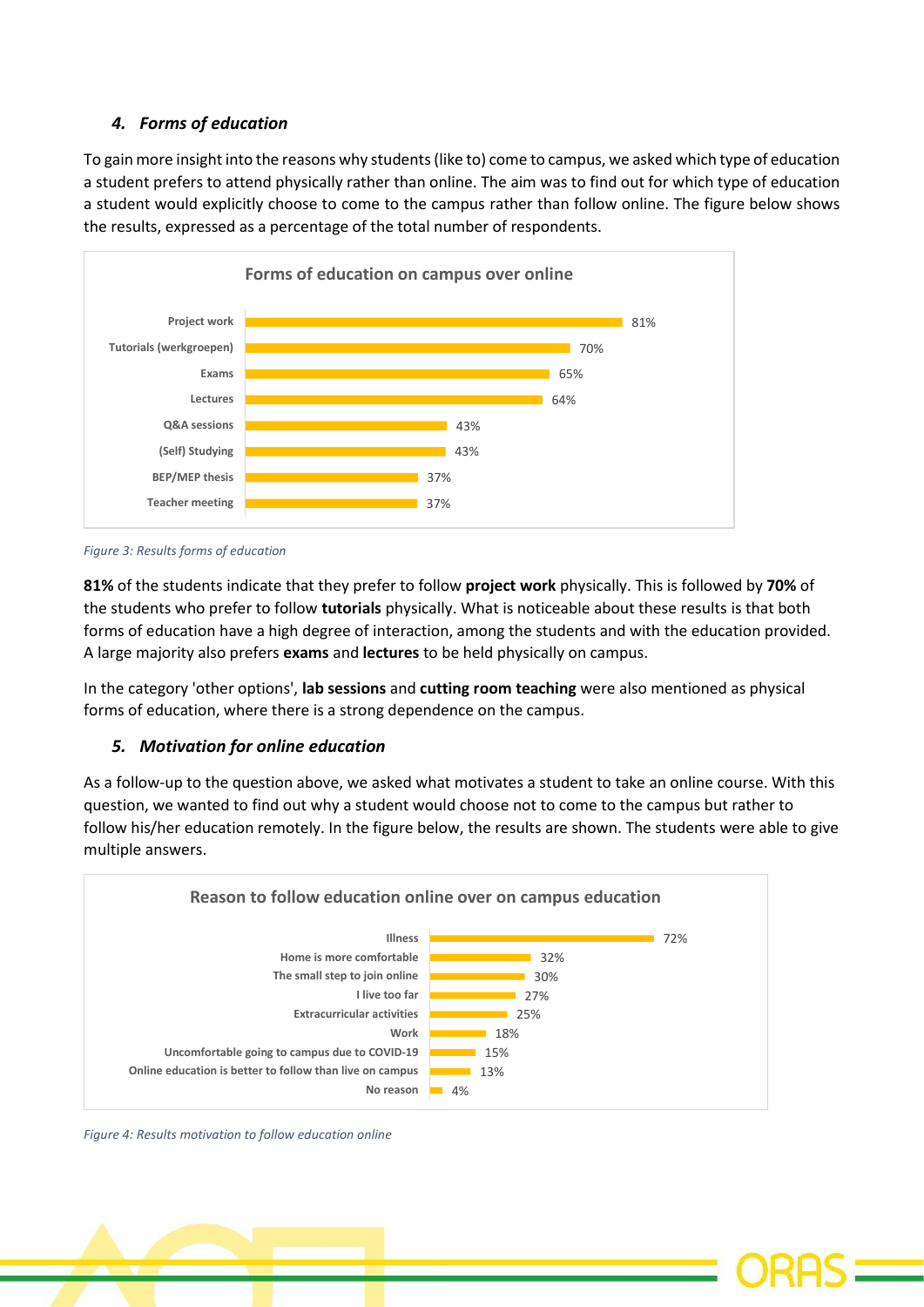### 4. *Forms of education*

To gain more insight into the reasons why students (like to) come to campus, we asked which type of education a student prefers to attend physically rather than online. The aim was to find out for which type of education a student would explicitly choose to come to the campus rather than follow online. The figure below shows the results, expressed as a percentage of the total number of respondents.

**Forms of education on campus over online**

| Form of education | Percentage |
|---|---|
| Project work | 81% |
| Tutorials (werkgroepen) | 70% |
| Exams | 65% |
| Lectures | 64% |
| Q&A sessions | 43% |
| (Self) Studying | 43% |
| BEP/MEP thesis | 37% |
| Teacher meeting | 37% |

*Figure 3: Results forms of education*

**81%** of the students indicate that they prefer to follow **project work** physically. This is followed by **70%** of the students who prefer to follow **tutorials** physically. What is noticeable about these results is that both forms of education have a high degree of interaction, among the students and with the education provided. A large majority also prefers **exams** and **lectures** to be held physically on campus.

In the category 'other options', **lab sessions** and **cutting room teaching** were also mentioned as physical forms of education, where there is a strong dependence on the campus.

### 5. *Motivation for online education*

As a follow-up to the question above, we asked what motivates a student to take an online course. With this question, we wanted to find out why a student would choose not to come to the campus but rather to follow his/her education remotely. In the figure below, the results are shown. The students were able to give multiple answers.

**Reason to follow education online over on campus education**

| Reason | Percentage |
|---|---|
| Illness | 72% |
| Home is more comfortable | 32% |
| The small step to join online | 30% |
| I live too far | 27% |
| Extracurricular activities | 25% |
| Work | 18% |
| Uncomfortable going to campus due to COVID-19 | 15% |
| Online education is better to follow than live on campus | 13% |
| No reason | 4% |

*Figure 4: Results motivation to follow education online*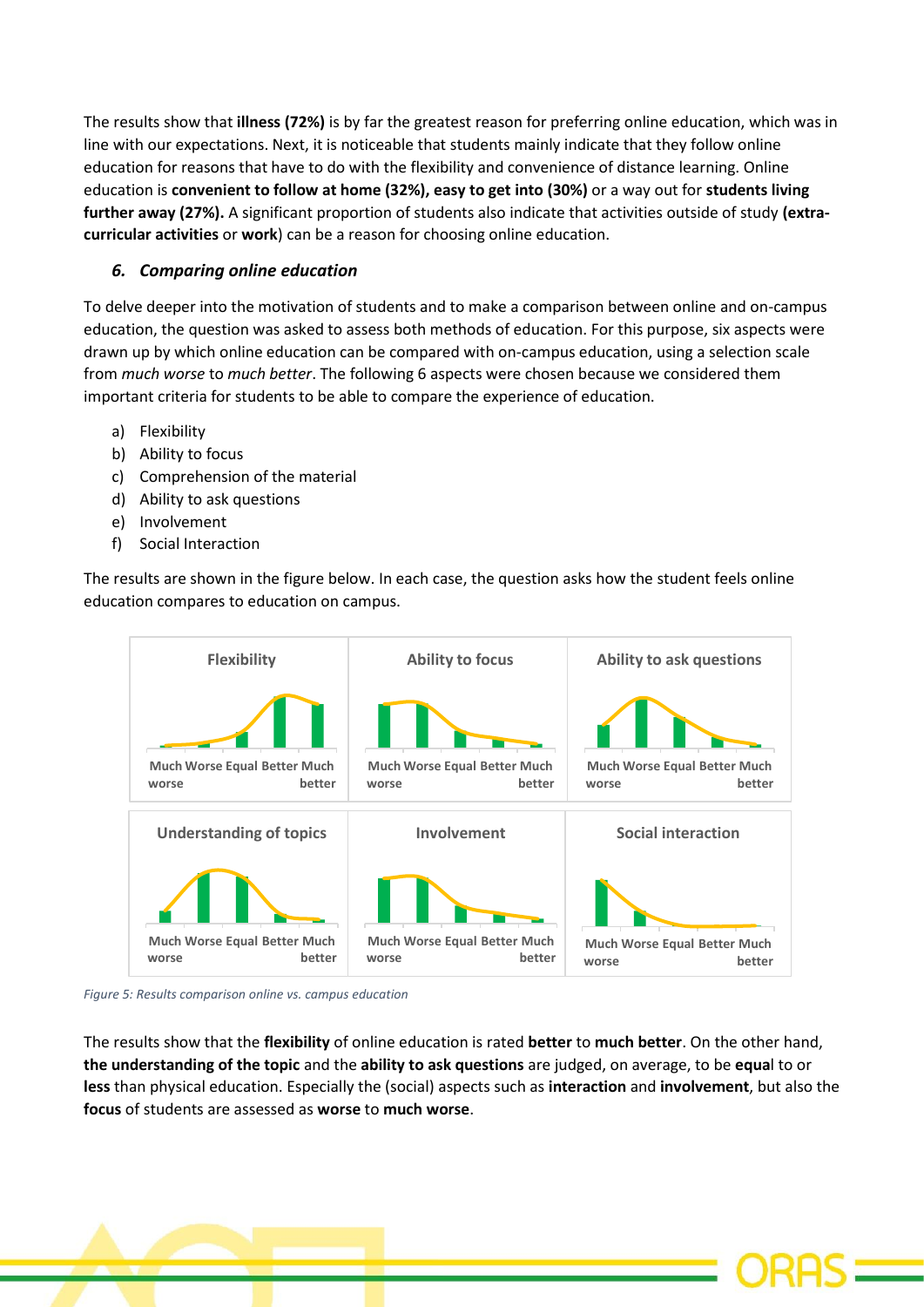The results show that **illness (72%)** is by far the greatest reason for preferring online education, which was in line with our expectations. Next, it is noticeable that students mainly indicate that they follow online education for reasons that have to do with the flexibility and convenience of distance learning. Online education is **convenient to follow at home (32%), easy to get into (30%)** or a way out for **students living further away (27%).** A significant proportion of students also indicate that activities outside of study **(extra-curricular activities** or **work**) can be a reason for choosing online education.

### *6. Comparing online education*

To delve deeper into the motivation of students and to make a comparison between online and on-campus education, the question was asked to assess both methods of education. For this purpose, six aspects were drawn up by which online education can be compared with on-campus education, using a selection scale from *much worse* to *much better*. The following 6 aspects were chosen because we considered them important criteria for students to be able to compare the experience of education.

a) Flexibility
b) Ability to focus
c) Comprehension of the material
d) Ability to ask questions
e) Involvement
f) Social Interaction

The results are shown in the figure below. In each case, the question asks how the student feels online education compares to education on campus.

*Figure 5: Results comparison online vs. campus education*

The results show that the **flexibility** of online education is rated **better** to **much better**. On the other hand, **the understanding of the topic** and the **ability to ask questions** are judged, on average, to be **equa**l to or **less** than physical education. Especially the (social) aspects such as **interaction** and **involvement**, but also the **focus** of students are assessed as **worse** to **much worse**.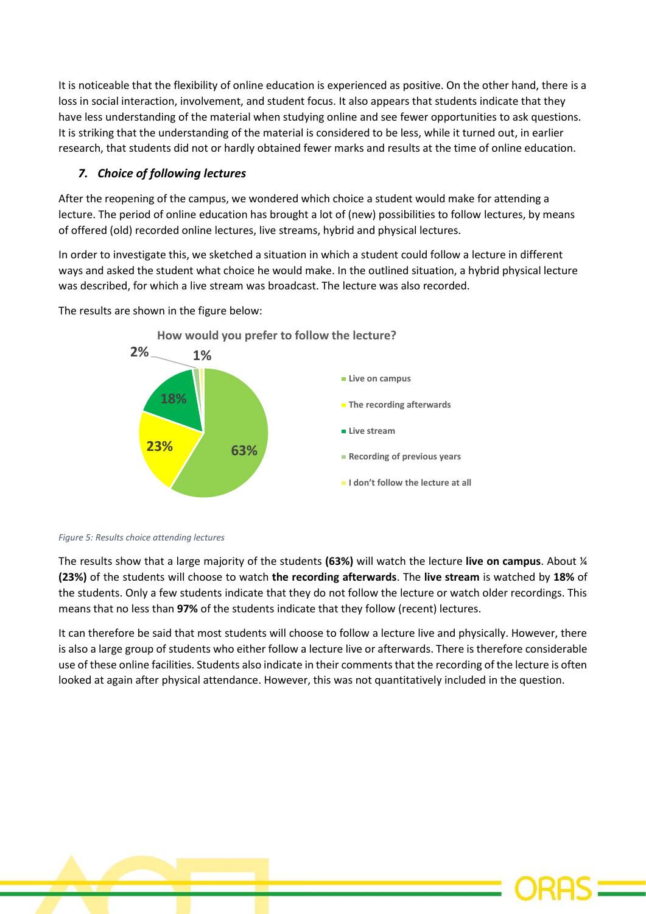It is noticeable that the flexibility of online education is experienced as positive. On the other hand, there is a loss in social interaction, involvement, and student focus. It also appears that students indicate that they have less understanding of the material when studying online and see fewer opportunities to ask questions. It is striking that the understanding of the material is considered to be less, while it turned out, in earlier research, that students did not or hardly obtained fewer marks and results at the time of online education.

### *7. Choice of following lectures*

After the reopening of the campus, we wondered which choice a student would make for attending a lecture. The period of online education has brought a lot of (new) possibilities to follow lectures, by means of offered (old) recorded online lectures, live streams, hybrid and physical lectures.

In order to investigate this, we sketched a situation in which a student could follow a lecture in different ways and asked the student what choice he would make. In the outlined situation, a hybrid physical lecture was described, for which a live stream was broadcast. The lecture was also recorded.

The results are shown in the figure below:

**How would you prefer to follow the lecture?**

| Option | Percentage |
| --- | --- |
| Live on campus | 63% |
| The recording afterwards | 23% |
| Live stream | 18% |
| Recording of previous years | 2% |
| I don't follow the lecture at all | 1% |

*Figure 5: Results choice attending lectures*

The results show that a large majority of the students **(63%)** will watch the lecture **live on campus**. About ¼ **(23%)** of the students will choose to watch **the recording afterwards**. The **live stream** is watched by **18%** of the students. Only a few students indicate that they do not follow the lecture or watch older recordings. This means that no less than **97%** of the students indicate that they follow (recent) lectures.

It can therefore be said that most students will choose to follow a lecture live and physically. However, there is also a large group of students who either follow a lecture live or afterwards. There is therefore considerable use of these online facilities. Students also indicate in their comments that the recording of the lecture is often looked at again after physical attendance. However, this was not quantitatively included in the question.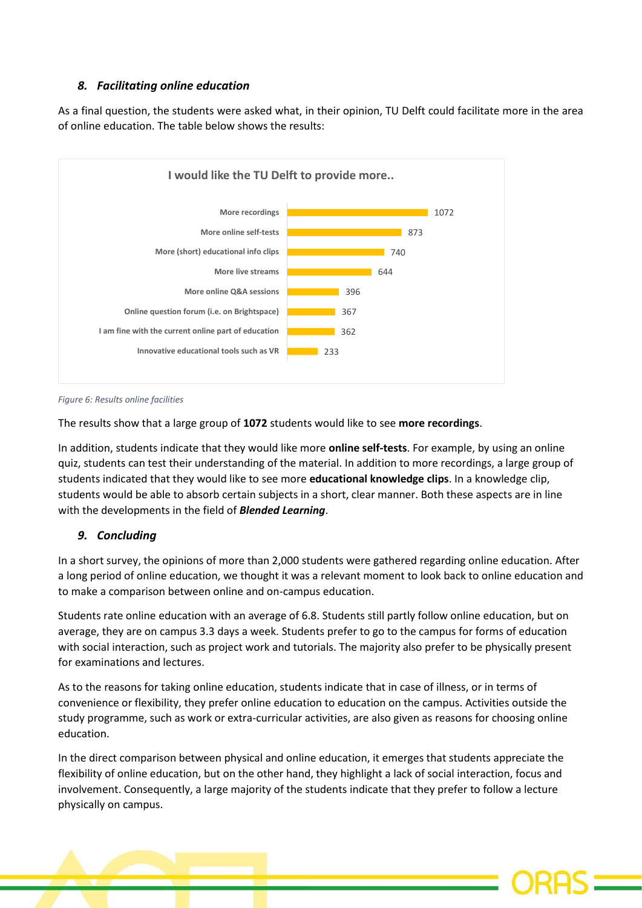## 8. Facilitating online education

As a final question, the students were asked what, in their opinion, TU Delft could facilitate more in the area of online education. The table below shows the results:

**I would like the TU Delft to provide more..**

| Option | Count |
|---|---|
| More recordings | 1072 |
| More online self-tests | 873 |
| More (short) educational info clips | 740 |
| More live streams | 644 |
| More online Q&A sessions | 396 |
| Online question forum (i.e. on Brightspace) | 367 |
| I am fine with the current online part of education | 362 |
| Innovative educational tools such as VR | 233 |

*Figure 6: Results online facilities*

The results show that a large group of **1072** students would like to see **more recordings**.

In addition, students indicate that they would like more **online self-tests**. For example, by using an online quiz, students can test their understanding of the material. In addition to more recordings, a large group of students indicated that they would like to see more **educational knowledge clips**. In a knowledge clip, students would be able to absorb certain subjects in a short, clear manner. Both these aspects are in line with the developments in the field of ***Blended Learning***.

## 9. Concluding

In a short survey, the opinions of more than 2,000 students were gathered regarding online education. After a long period of online education, we thought it was a relevant moment to look back to online education and to make a comparison between online and on-campus education.

Students rate online education with an average of 6.8. Students still partly follow online education, but on average, they are on campus 3.3 days a week. Students prefer to go to the campus for forms of education with social interaction, such as project work and tutorials. The majority also prefer to be physically present for examinations and lectures.

As to the reasons for taking online education, students indicate that in case of illness, or in terms of convenience or flexibility, they prefer online education to education on the campus. Activities outside the study programme, such as work or extra-curricular activities, are also given as reasons for choosing online education.

In the direct comparison between physical and online education, it emerges that students appreciate the flexibility of online education, but on the other hand, they highlight a lack of social interaction, focus and involvement. Consequently, a large majority of the students indicate that they prefer to follow a lecture physically on campus.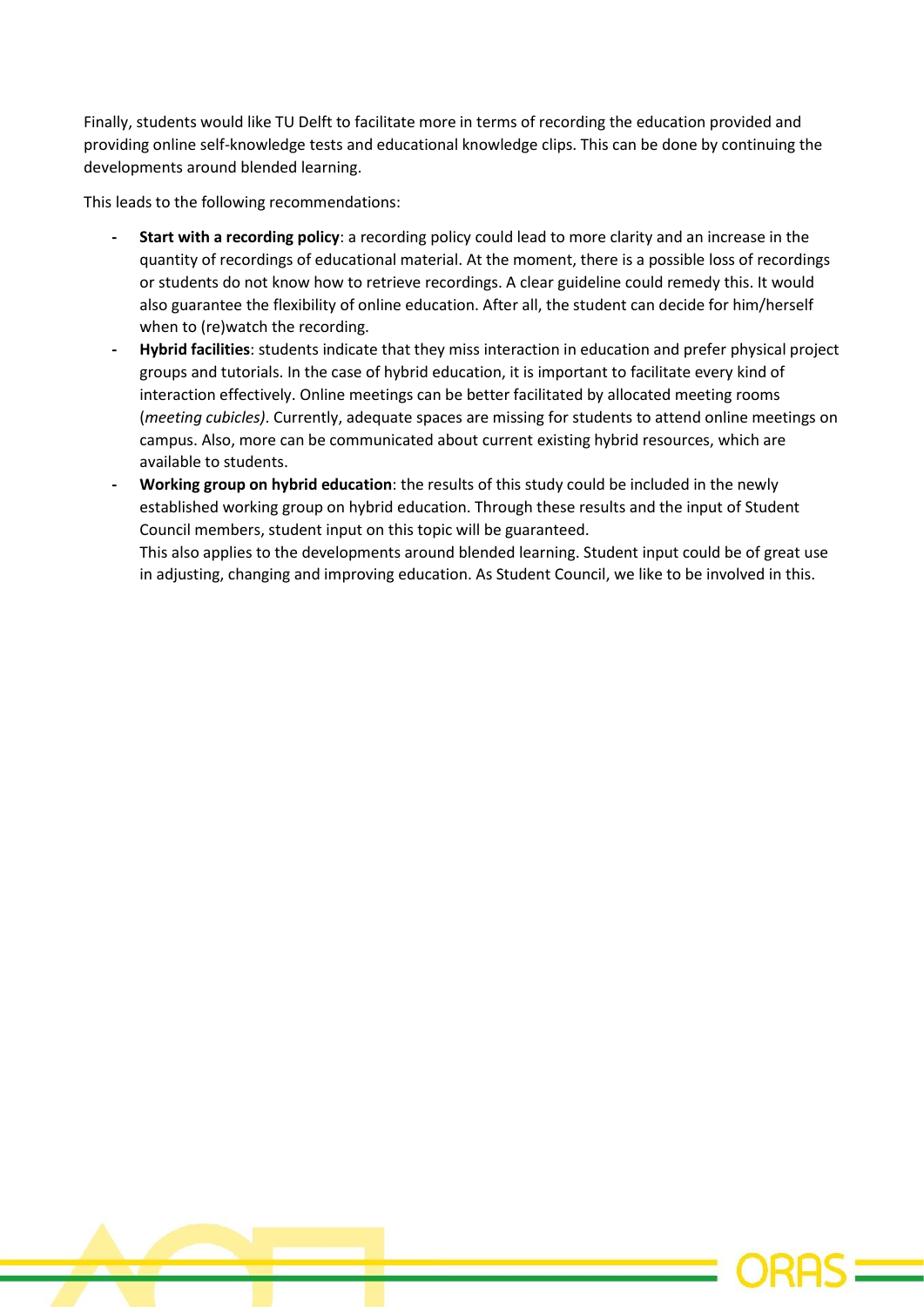Finally, students would like TU Delft to facilitate more in terms of recording the education provided and providing online self-knowledge tests and educational knowledge clips. This can be done by continuing the developments around blended learning.

This leads to the following recommendations:

- **Start with a recording policy**: a recording policy could lead to more clarity and an increase in the quantity of recordings of educational material. At the moment, there is a possible loss of recordings or students do not know how to retrieve recordings. A clear guideline could remedy this. It would also guarantee the flexibility of online education. After all, the student can decide for him/herself when to (re)watch the recording.
- **Hybrid facilities**: students indicate that they miss interaction in education and prefer physical project groups and tutorials. In the case of hybrid education, it is important to facilitate every kind of interaction effectively. Online meetings can be better facilitated by allocated meeting rooms (*meeting cubicles)*. Currently, adequate spaces are missing for students to attend online meetings on campus. Also, more can be communicated about current existing hybrid resources, which are available to students.
- **Working group on hybrid education**: the results of this study could be included in the newly established working group on hybrid education. Through these results and the input of Student Council members, student input on this topic will be guaranteed.
  This also applies to the developments around blended learning. Student input could be of great use in adjusting, changing and improving education. As Student Council, we like to be involved in this.